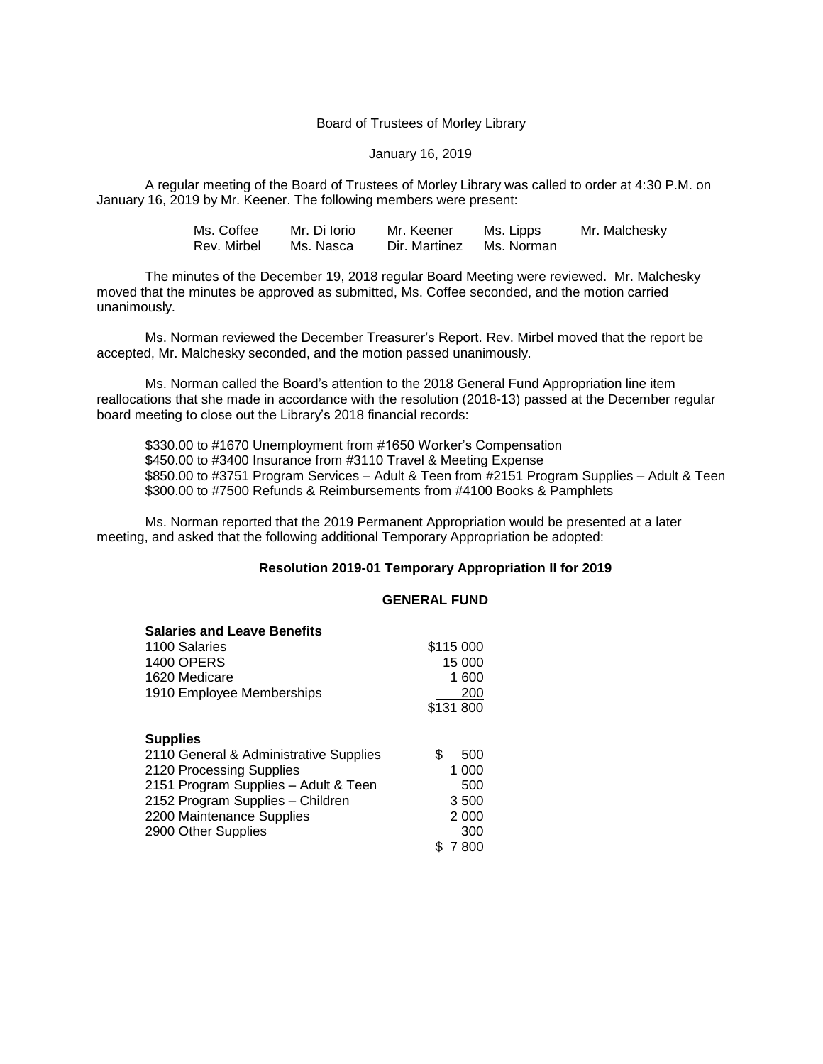Board of Trustees of Morley Library

January 16, 2019

A regular meeting of the Board of Trustees of Morley Library was called to order at 4:30 P.M. on January 16, 2019 by Mr. Keener. The following members were present:

| | | | | |
|---|---|---|---|---|
| Ms. Coffee | Mr. Di Iorio | Mr. Keener | Ms. Lipps | Mr. Malchesky |
| Rev. Mirbel | Ms. Nasca | Dir. Martinez | Ms. Norman | |

The minutes of the December 19, 2018 regular Board Meeting were reviewed. Mr. Malchesky moved that the minutes be approved as submitted, Ms. Coffee seconded, and the motion carried unanimously.

Ms. Norman reviewed the December Treasurer's Report. Rev. Mirbel moved that the report be accepted, Mr. Malchesky seconded, and the motion passed unanimously.

Ms. Norman called the Board's attention to the 2018 General Fund Appropriation line item reallocations that she made in accordance with the resolution (2018-13) passed at the December regular board meeting to close out the Library's 2018 financial records:

$330.00 to #1670 Unemployment from #1650 Worker's Compensation
$450.00 to #3400 Insurance from #3110 Travel & Meeting Expense
$850.00 to #3751 Program Services – Adult & Teen from #2151 Program Supplies – Adult & Teen
$300.00 to #7500 Refunds & Reimbursements from #4100 Books & Pamphlets

Ms. Norman reported that the 2019 Permanent Appropriation would be presented at a later meeting, and asked that the following additional Temporary Appropriation be adopted:

**Resolution 2019-01 Temporary Appropriation II for 2019**

**GENERAL FUND**

| **Salaries and Leave Benefits** | |
|---|---|
| 1100 Salaries | $115 000 |
| 1400 OPERS | 15 000 |
| 1620 Medicare | 1 600 |
| 1910 Employee Memberships | 200 |
| | $131 800 |

| **Supplies** | |
|---|---|
| 2110 General & Administrative Supplies | $ 500 |
| 2120 Processing Supplies | 1 000 |
| 2151 Program Supplies – Adult & Teen | 500 |
| 2152 Program Supplies – Children | 3 500 |
| 2200 Maintenance Supplies | 2 000 |
| 2900 Other Supplies | 300 |
| | $ 7 800 |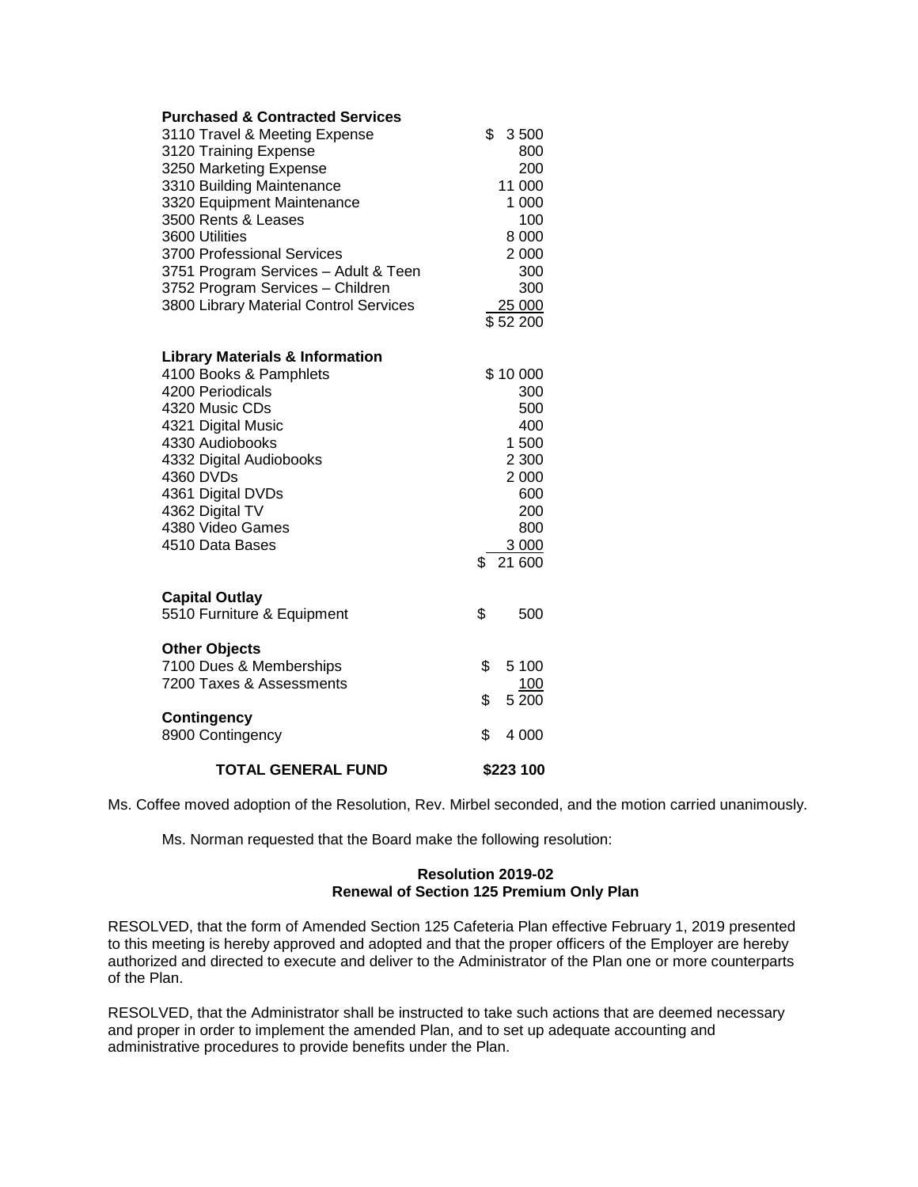| **Purchased & Contracted Services** | |
|---|---|
| 3110 Travel & Meeting Expense | $ 3 500 |
| 3120 Training Expense | 800 |
| 3250 Marketing Expense | 200 |
| 3310 Building Maintenance | 11 000 |
| 3320 Equipment Maintenance | 1 000 |
| 3500 Rents & Leases | 100 |
| 3600 Utilities | 8 000 |
| 3700 Professional Services | 2 000 |
| 3751 Program Services – Adult & Teen | 300 |
| 3752 Program Services – Children | 300 |
| 3800 Library Material Control Services | 25 000 |
| | $ 52 200 |
| **Library Materials & Information** | |
| 4100 Books & Pamphlets | $ 10 000 |
| 4200 Periodicals | 300 |
| 4320 Music CDs | 500 |
| 4321 Digital Music | 400 |
| 4330 Audiobooks | 1 500 |
| 4332 Digital Audiobooks | 2 300 |
| 4360 DVDs | 2 000 |
| 4361 Digital DVDs | 600 |
| 4362 Digital TV | 200 |
| 4380 Video Games | 800 |
| 4510 Data Bases | 3 000 |
| | $ 21 600 |
| **Capital Outlay** | |
| 5510 Furniture & Equipment | $ 500 |
| **Other Objects** | |
| 7100 Dues & Memberships | $ 5 100 |
| 7200 Taxes & Assessments | 100 |
| | $ 5 200 |
| **Contingency** | |
| 8900 Contingency | $ 4 000 |
| **TOTAL GENERAL FUND** | **$223 100** |

Ms. Coffee moved adoption of the Resolution, Rev. Mirbel seconded, and the motion carried unanimously.

Ms. Norman requested that the Board make the following resolution:

**Resolution 2019-02**
**Renewal of Section 125 Premium Only Plan**

RESOLVED, that the form of Amended Section 125 Cafeteria Plan effective February 1, 2019 presented to this meeting is hereby approved and adopted and that the proper officers of the Employer are hereby authorized and directed to execute and deliver to the Administrator of the Plan one or more counterparts of the Plan.

RESOLVED, that the Administrator shall be instructed to take such actions that are deemed necessary and proper in order to implement the amended Plan, and to set up adequate accounting and administrative procedures to provide benefits under the Plan.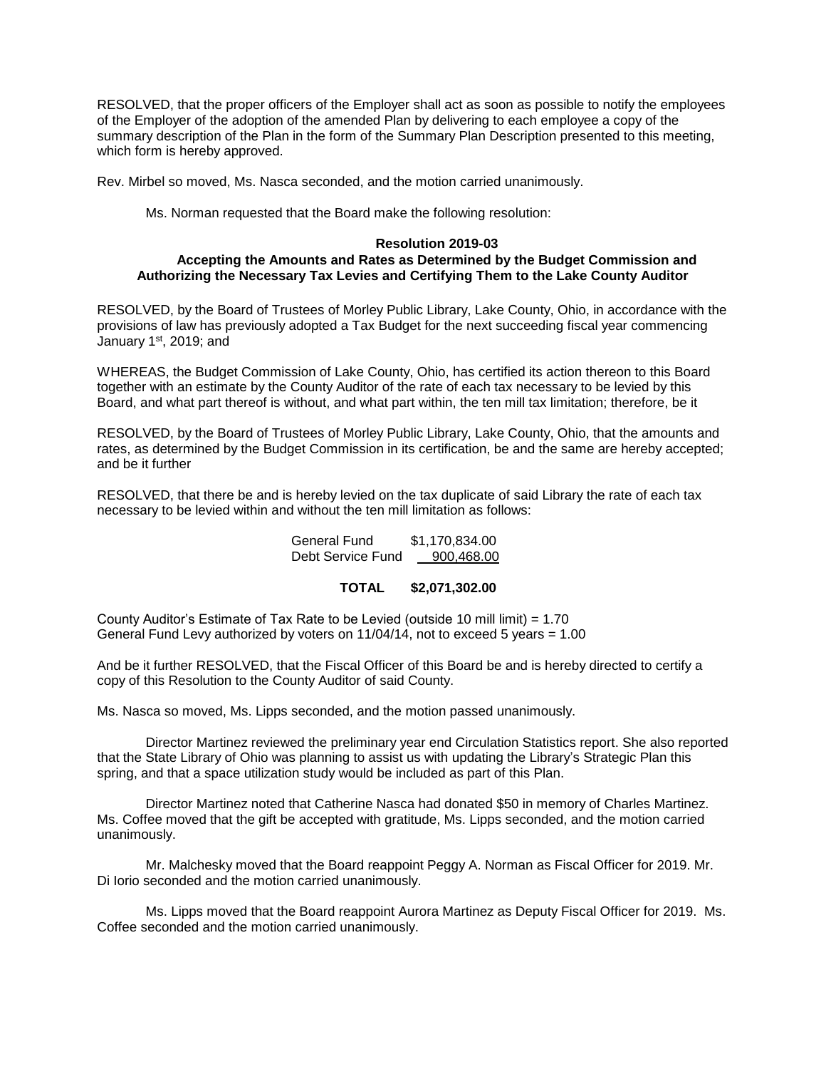RESOLVED, that the proper officers of the Employer shall act as soon as possible to notify the employees of the Employer of the adoption of the amended Plan by delivering to each employee a copy of the summary description of the Plan in the form of the Summary Plan Description presented to this meeting, which form is hereby approved.

Rev. Mirbel so moved, Ms. Nasca seconded, and the motion carried unanimously.

Ms. Norman requested that the Board make the following resolution:

**Resolution 2019-03**
**Accepting the Amounts and Rates as Determined by the Budget Commission and Authorizing the Necessary Tax Levies and Certifying Them to the Lake County Auditor**

RESOLVED, by the Board of Trustees of Morley Public Library, Lake County, Ohio, in accordance with the provisions of law has previously adopted a Tax Budget for the next succeeding fiscal year commencing January 1st, 2019; and

WHEREAS, the Budget Commission of Lake County, Ohio, has certified its action thereon to this Board together with an estimate by the County Auditor of the rate of each tax necessary to be levied by this Board, and what part thereof is without, and what part within, the ten mill tax limitation; therefore, be it

RESOLVED, by the Board of Trustees of Morley Public Library, Lake County, Ohio, that the amounts and rates, as determined by the Budget Commission in its certification, be and the same are hereby accepted; and be it further

RESOLVED, that there be and is hereby levied on the tax duplicate of said Library the rate of each tax necessary to be levied within and without the ten mill limitation as follows:

| | |
|---|---|
| General Fund | $1,170,834.00 |
| Debt Service Fund | 900,468.00 |
| **TOTAL** | **$2,071,302.00** |

County Auditor's Estimate of Tax Rate to be Levied (outside 10 mill limit) = 1.70
General Fund Levy authorized by voters on 11/04/14, not to exceed 5 years = 1.00

And be it further RESOLVED, that the Fiscal Officer of this Board be and is hereby directed to certify a copy of this Resolution to the County Auditor of said County.

Ms. Nasca so moved, Ms. Lipps seconded, and the motion passed unanimously.

Director Martinez reviewed the preliminary year end Circulation Statistics report. She also reported that the State Library of Ohio was planning to assist us with updating the Library's Strategic Plan this spring, and that a space utilization study would be included as part of this Plan.

Director Martinez noted that Catherine Nasca had donated $50 in memory of Charles Martinez. Ms. Coffee moved that the gift be accepted with gratitude, Ms. Lipps seconded, and the motion carried unanimously.

Mr. Malchesky moved that the Board reappoint Peggy A. Norman as Fiscal Officer for 2019. Mr. Di Iorio seconded and the motion carried unanimously.

Ms. Lipps moved that the Board reappoint Aurora Martinez as Deputy Fiscal Officer for 2019. Ms. Coffee seconded and the motion carried unanimously.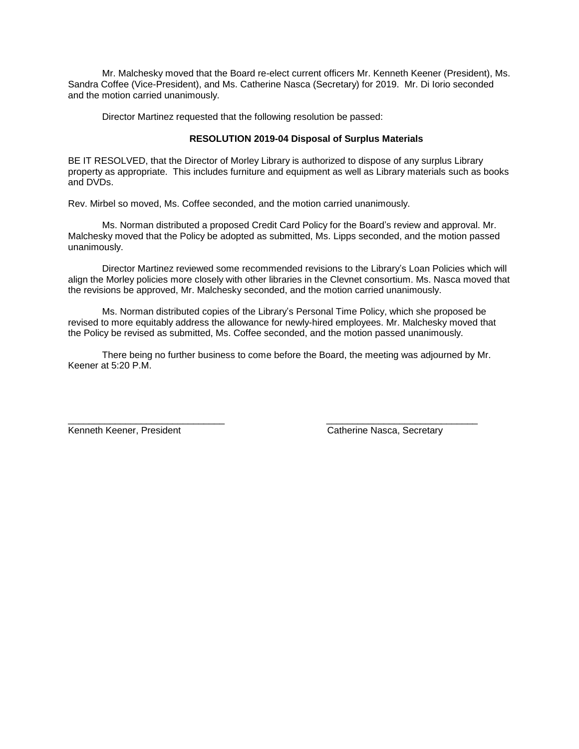Mr. Malchesky moved that the Board re-elect current officers Mr. Kenneth Keener (President), Ms. Sandra Coffee (Vice-President), and Ms. Catherine Nasca (Secretary) for 2019. Mr. Di Iorio seconded and the motion carried unanimously.

Director Martinez requested that the following resolution be passed:

**RESOLUTION 2019-04 Disposal of Surplus Materials**

BE IT RESOLVED, that the Director of Morley Library is authorized to dispose of any surplus Library property as appropriate. This includes furniture and equipment as well as Library materials such as books and DVDs.

Rev. Mirbel so moved, Ms. Coffee seconded, and the motion carried unanimously.

Ms. Norman distributed a proposed Credit Card Policy for the Board's review and approval. Mr. Malchesky moved that the Policy be adopted as submitted, Ms. Lipps seconded, and the motion passed unanimously.

Director Martinez reviewed some recommended revisions to the Library's Loan Policies which will align the Morley policies more closely with other libraries in the Clevnet consortium. Ms. Nasca moved that the revisions be approved, Mr. Malchesky seconded, and the motion carried unanimously.

Ms. Norman distributed copies of the Library's Personal Time Policy, which she proposed be revised to more equitably address the allowance for newly-hired employees. Mr. Malchesky moved that the Policy be revised as submitted, Ms. Coffee seconded, and the motion passed unanimously.

There being no further business to come before the Board, the meeting was adjourned by Mr. Keener at 5:20 P.M.

______________________________ Kenneth Keener, President

______________________________ Catherine Nasca, Secretary